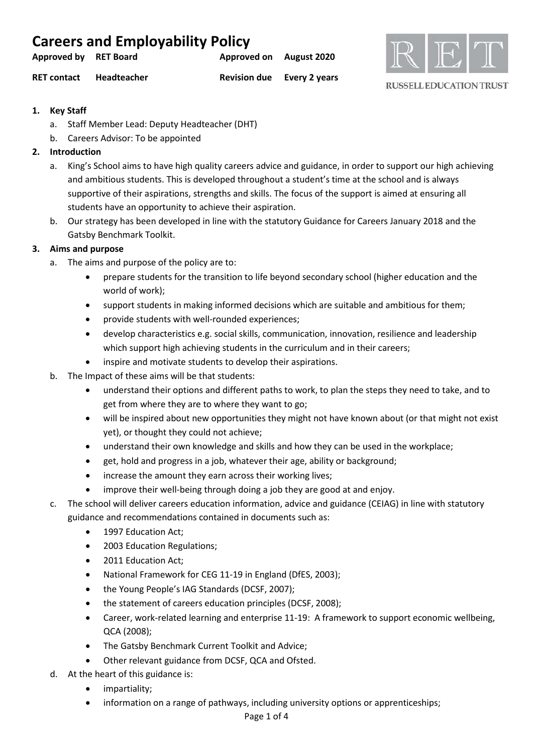# Careers and Employability Policy

| | | | |
|---|---|---|---|
| **Approved by** | **RET Board** | **Approved on** | **August 2020** |
| **RET contact** | **Headteacher** | **Revision due** | **Every 2 years** |

RUSSELL EDUCATION TRUST

1. **Key Staff**
    a. Staff Member Lead: Deputy Headteacher (DHT)
    b. Careers Advisor: To be appointed
2. **Introduction**
    a. King's School aims to have high quality careers advice and guidance, in order to support our high achieving and ambitious students. This is developed throughout a student's time at the school and is always supportive of their aspirations, strengths and skills. The focus of the support is aimed at ensuring all students have an opportunity to achieve their aspiration.
    b. Our strategy has been developed in line with the statutory Guidance for Careers January 2018 and the Gatsby Benchmark Toolkit.
3. **Aims and purpose**
    a. The aims and purpose of the policy are to:
        - prepare students for the transition to life beyond secondary school (higher education and the world of work);
        - support students in making informed decisions which are suitable and ambitious for them;
        - provide students with well-rounded experiences;
        - develop characteristics e.g. social skills, communication, innovation, resilience and leadership which support high achieving students in the curriculum and in their careers;
        - inspire and motivate students to develop their aspirations.
    b. The Impact of these aims will be that students:
        - understand their options and different paths to work, to plan the steps they need to take, and to get from where they are to where they want to go;
        - will be inspired about new opportunities they might not have known about (or that might not exist yet), or thought they could not achieve;
        - understand their own knowledge and skills and how they can be used in the workplace;
        - get, hold and progress in a job, whatever their age, ability or background;
        - increase the amount they earn across their working lives;
        - improve their well-being through doing a job they are good at and enjoy.
    c. The school will deliver careers education information, advice and guidance (CEIAG) in line with statutory guidance and recommendations contained in documents such as:
        - 1997 Education Act;
        - 2003 Education Regulations;
        - 2011 Education Act;
        - National Framework for CEG 11-19 in England (DfES, 2003);
        - the Young People's IAG Standards (DCSF, 2007);
        - the statement of careers education principles (DCSF, 2008);
        - Career, work-related learning and enterprise 11-19: A framework to support economic wellbeing, QCA (2008);
        - The Gatsby Benchmark Current Toolkit and Advice;
        - Other relevant guidance from DCSF, QCA and Ofsted.
    d. At the heart of this guidance is:
        - impartiality;
        - information on a range of pathways, including university options or apprenticeships;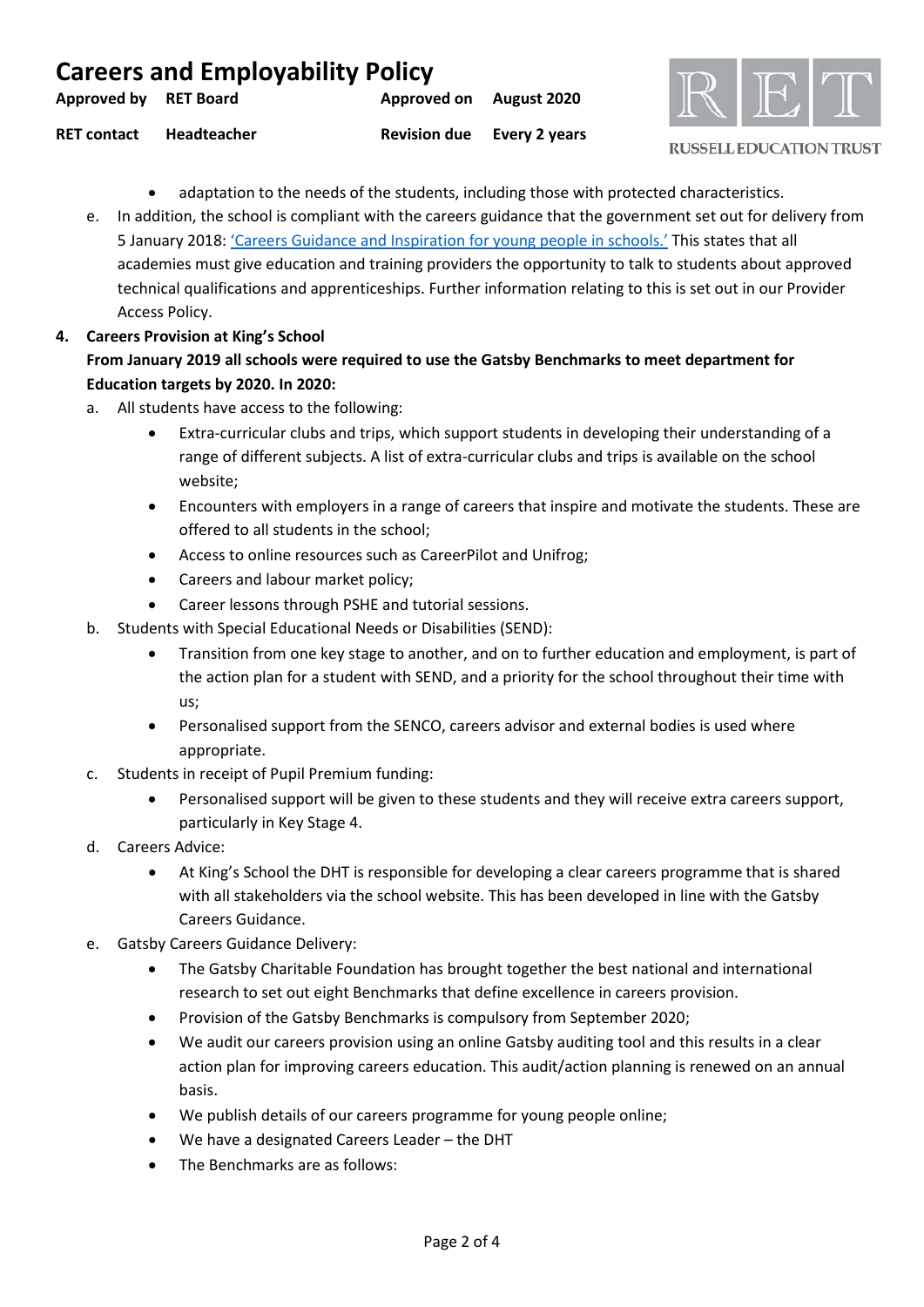- adaptation to the needs of the students, including those with protected characteristics.

e. In addition, the school is compliant with the careers guidance that the government set out for delivery from 5 January 2018: 'Careers Guidance and Inspiration for young people in schools.' This states that all academies must give education and training providers the opportunity to talk to students about approved technical qualifications and apprenticeships. Further information relating to this is set out in our Provider Access Policy.

**4. Careers Provision at King's School**

**From January 2019 all schools were required to use the Gatsby Benchmarks to meet department for Education targets by 2020. In 2020:**

a. All students have access to the following:
   - Extra-curricular clubs and trips, which support students in developing their understanding of a range of different subjects. A list of extra-curricular clubs and trips is available on the school website;
   - Encounters with employers in a range of careers that inspire and motivate the students. These are offered to all students in the school;
   - Access to online resources such as CareerPilot and Unifrog;
   - Careers and labour market policy;
   - Career lessons through PSHE and tutorial sessions.

b. Students with Special Educational Needs or Disabilities (SEND):
   - Transition from one key stage to another, and on to further education and employment, is part of the action plan for a student with SEND, and a priority for the school throughout their time with us;
   - Personalised support from the SENCO, careers advisor and external bodies is used where appropriate.

c. Students in receipt of Pupil Premium funding:
   - Personalised support will be given to these students and they will receive extra careers support, particularly in Key Stage 4.

d. Careers Advice:
   - At King's School the DHT is responsible for developing a clear careers programme that is shared with all stakeholders via the school website. This has been developed in line with the Gatsby Careers Guidance.

e. Gatsby Careers Guidance Delivery:
   - The Gatsby Charitable Foundation has brought together the best national and international research to set out eight Benchmarks that define excellence in careers provision.
   - Provision of the Gatsby Benchmarks is compulsory from September 2020;
   - We audit our careers provision using an online Gatsby auditing tool and this results in a clear action plan for improving careers education. This audit/action planning is renewed on an annual basis.
   - We publish details of our careers programme for young people online;
   - We have a designated Careers Leader – the DHT
   - The Benchmarks are as follows: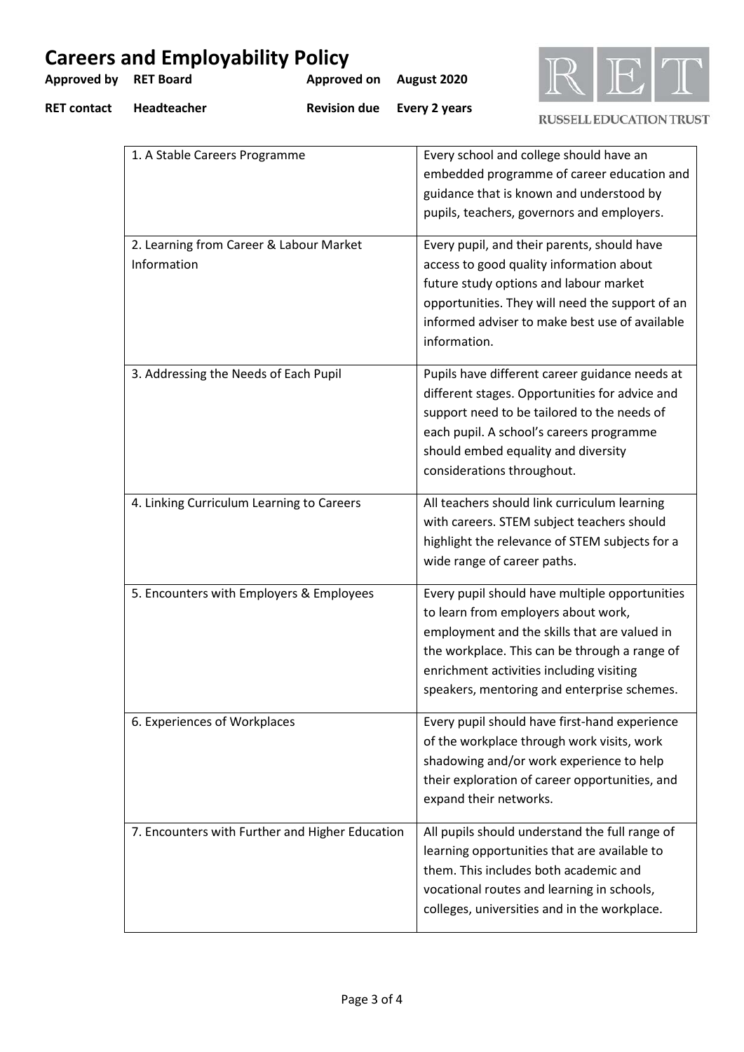| 1. A Stable Careers Programme | Every school and college should have an embedded programme of career education and guidance that is known and understood by pupils, teachers, governors and employers. |
|---|---|
| 2. Learning from Career & Labour Market Information | Every pupil, and their parents, should have access to good quality information about future study options and labour market opportunities. They will need the support of an informed adviser to make best use of available information. |
| 3. Addressing the Needs of Each Pupil | Pupils have different career guidance needs at different stages. Opportunities for advice and support need to be tailored to the needs of each pupil. A school's careers programme should embed equality and diversity considerations throughout. |
| 4. Linking Curriculum Learning to Careers | All teachers should link curriculum learning with careers. STEM subject teachers should highlight the relevance of STEM subjects for a wide range of career paths. |
| 5. Encounters with Employers & Employees | Every pupil should have multiple opportunities to learn from employers about work, employment and the skills that are valued in the workplace. This can be through a range of enrichment activities including visiting speakers, mentoring and enterprise schemes. |
| 6. Experiences of Workplaces | Every pupil should have first-hand experience of the workplace through work visits, work shadowing and/or work experience to help their exploration of career opportunities, and expand their networks. |
| 7. Encounters with Further and Higher Education | All pupils should understand the full range of learning opportunities that are available to them. This includes both academic and vocational routes and learning in schools, colleges, universities and in the workplace. |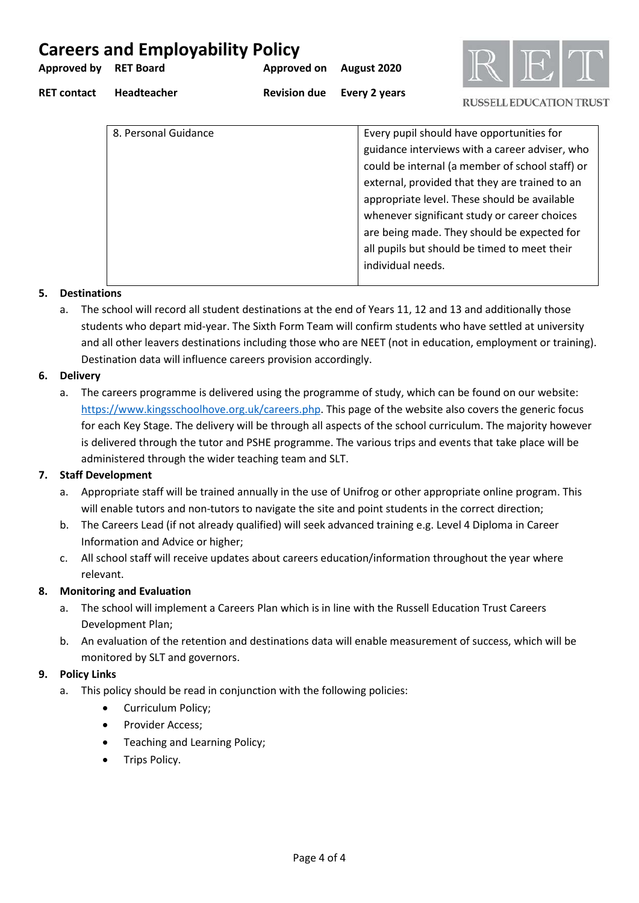| | |
|---|---|
| 8. Personal Guidance | Every pupil should have opportunities for guidance interviews with a career adviser, who could be internal (a member of school staff) or external, provided that they are trained to an appropriate level. These should be available whenever significant study or career choices are being made. They should be expected for all pupils but should be timed to meet their individual needs. |

**5. Destinations**

a. The school will record all student destinations at the end of Years 11, 12 and 13 and additionally those students who depart mid-year. The Sixth Form Team will confirm students who have settled at university and all other leavers destinations including those who are NEET (not in education, employment or training). Destination data will influence careers provision accordingly.

**6. Delivery**

a. The careers programme is delivered using the programme of study, which can be found on our website: [https://www.kingsschoolhove.org.uk/careers.php](https://www.kingsschoolhove.org.uk/careers.php). This page of the website also covers the generic focus for each Key Stage. The delivery will be through all aspects of the school curriculum. The majority however is delivered through the tutor and PSHE programme. The various trips and events that take place will be administered through the wider teaching team and SLT.

**7. Staff Development**

a. Appropriate staff will be trained annually in the use of Unifrog or other appropriate online program. This will enable tutors and non-tutors to navigate the site and point students in the correct direction;

b. The Careers Lead (if not already qualified) will seek advanced training e.g. Level 4 Diploma in Career Information and Advice or higher;

c. All school staff will receive updates about careers education/information throughout the year where relevant.

**8. Monitoring and Evaluation**

a. The school will implement a Careers Plan which is in line with the Russell Education Trust Careers Development Plan;

b. An evaluation of the retention and destinations data will enable measurement of success, which will be monitored by SLT and governors.

**9. Policy Links**

a. This policy should be read in conjunction with the following policies:

- Curriculum Policy;
- Provider Access;
- Teaching and Learning Policy;
- Trips Policy.